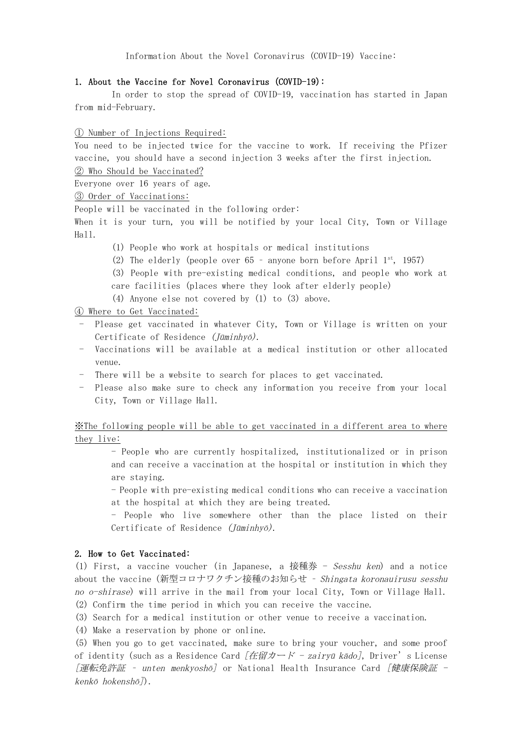# Information About the Novel Coronavirus (COVID-19) Vaccine:

## 1. About the Vaccine for Novel Coronavirus (COVID-19):

In order to stop the spread of COVID-19, vaccination has started in Japan from mid-February.

① Number of Injections Required:

You need to be injected twice for the vaccine to work. If receiving the Pfizer vaccine, you should have a second injection 3 weeks after the first injection.

② Who Should be Vaccinated?

Everyone over 16 years of age.

③ Order of Vaccinations:

People will be vaccinated in the following order:

When it is your turn, you will be notified by your local City, Town or Village Hall.

(1) People who work at hospitals or medical institutions

(2) The elderly (people over 65 – anyone born before April 1st, 1957)

(3) People with pre-existing medical conditions, and people who work at care facilities (places where they look after elderly people)

(4) Anyone else not covered by (1) to (3) above.

④ Where to Get Vaccinated:

- Please get vaccinated in whatever City, Town or Village is written on your Certificate of Residence *(Jūminhyō)*.
- Vaccinations will be available at a medical institution or other allocated venue.
- There will be a website to search for places to get vaccinated.
- Please also make sure to check any information you receive from your local City, Town or Village Hall.

※The following people will be able to get vaccinated in a different area to where they live:

- People who are currently hospitalized, institutionalized or in prison and can receive a vaccination at the hospital or institution in which they are staying.
- People with pre-existing medical conditions who can receive a vaccination at the hospital at which they are being treated.
- People who live somewhere other than the place listed on their Certificate of Residence *(Jūminhyō)*.

## 2. How to Get Vaccinated:

(1) First, a vaccine voucher (in Japanese, a 接種券 – *Sesshu ken*) and a notice about the vaccine (新型コロナワクチン接種のお知らせ – *Shingata koronauirusu sesshu no o-shirase*) will arrive in the mail from your local City, Town or Village Hall.

(2) Confirm the time period in which you can receive the vaccine.

(3) Search for a medical institution or other venue to receive a vaccination.

(4) Make a reservation by phone or online.

(5) When you go to get vaccinated, make sure to bring your voucher, and some proof of identity (such as a Residence Card *[在留カード – zairyū kādo]*, Driver's License *[運転免許証 – unten menkyoshō]* or National Health Insurance Card *[健康保険証 – kenkō hokenshō]*).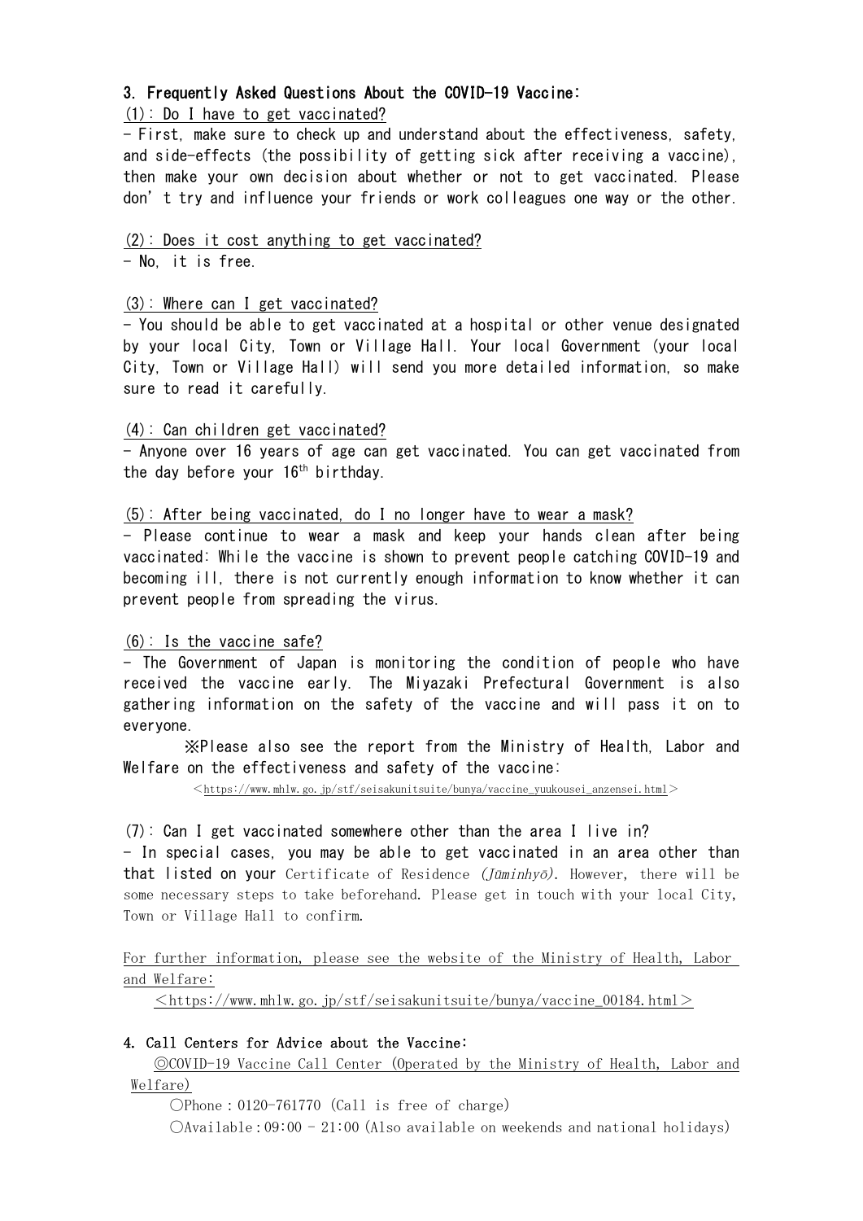## 3. Frequently Asked Questions About the COVID-19 Vaccine:

(1): Do I have to get vaccinated?

- First, make sure to check up and understand about the effectiveness, safety, and side-effects (the possibility of getting sick after receiving a vaccine), then make your own decision about whether or not to get vaccinated. Please don't try and influence your friends or work colleagues one way or the other.

(2): Does it cost anything to get vaccinated?

- No, it is free.

(3): Where can I get vaccinated?

- You should be able to get vaccinated at a hospital or other venue designated by your local City, Town or Village Hall. Your local Government (your local City, Town or Village Hall) will send you more detailed information, so make sure to read it carefully.

(4): Can children get vaccinated?

- Anyone over 16 years of age can get vaccinated. You can get vaccinated from the day before your 16th birthday.

(5): After being vaccinated, do I no longer have to wear a mask?

- Please continue to wear a mask and keep your hands clean after being vaccinated: While the vaccine is shown to prevent people catching COVID-19 and becoming ill, there is not currently enough information to know whether it can prevent people from spreading the virus.

(6): Is the vaccine safe?

- The Government of Japan is monitoring the condition of people who have received the vaccine early. The Miyazaki Prefectural Government is also gathering information on the safety of the vaccine and will pass it on to everyone.

※Please also see the report from the Ministry of Health, Labor and Welfare on the effectiveness and safety of the vaccine:

＜https://www.mhlw.go.jp/stf/seisakunitsuite/bunya/vaccine_yuukousei_anzensei.html＞

(7): Can I get vaccinated somewhere other than the area I live in?

- In special cases, you may be able to get vaccinated in an area other than that listed on your Certificate of Residence *(Jūminhyō)*. However, there will be some necessary steps to take beforehand. Please get in touch with your local City, Town or Village Hall to confirm.

For further information, please see the website of the Ministry of Health, Labor and Welfare:

＜https://www.mhlw.go.jp/stf/seisakunitsuite/bunya/vaccine_00184.html＞

## 4. Call Centers for Advice about the Vaccine:

◎COVID-19 Vaccine Call Center (Operated by the Ministry of Health, Labor and Welfare)

○Phone：0120-761770 (Call is free of charge)

○Available：09:00 - 21:00 (Also available on weekends and national holidays)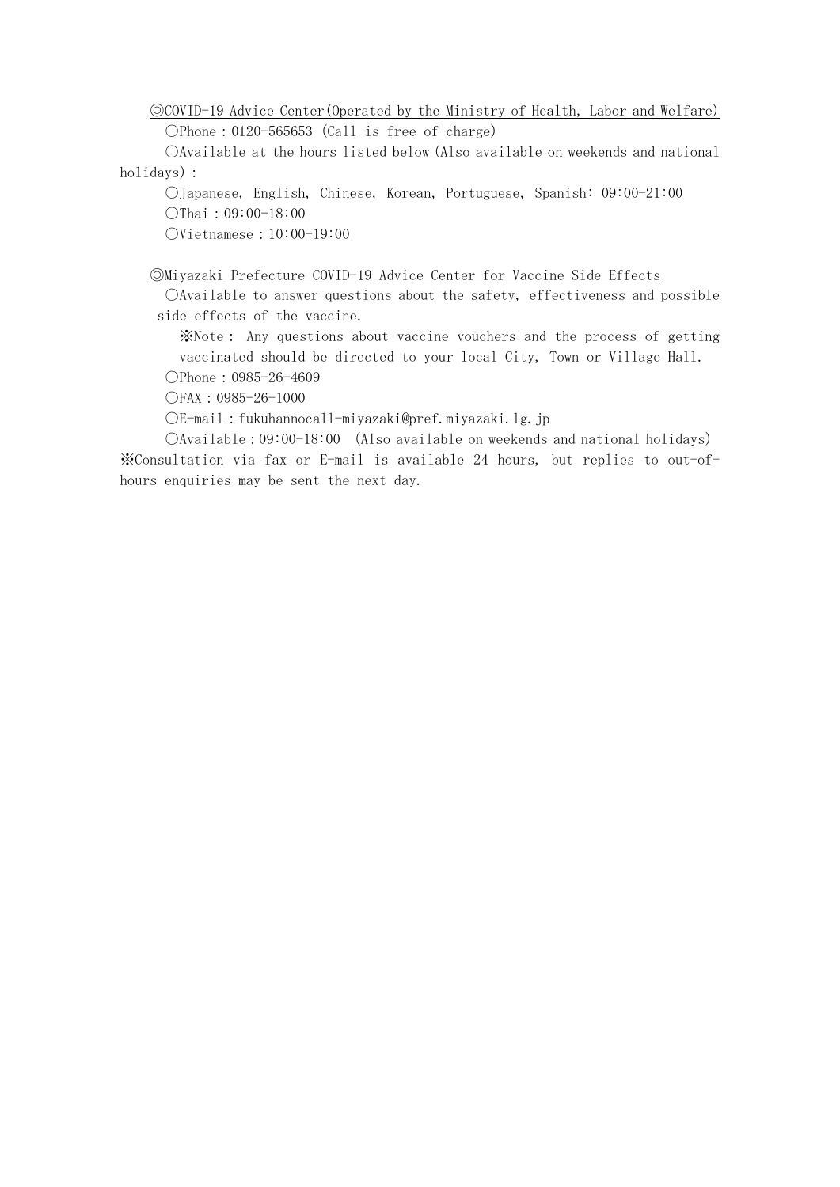◎COVID-19 Advice Center(Operated by the Ministry of Health, Labor and Welfare)

○Phone：0120-565653 (Call is free of charge)

○Available at the hours listed below (Also available on weekends and national holidays)：

○Japanese, English, Chinese, Korean, Portuguese, Spanish: 09:00-21:00

○Thai：09:00-18:00

○Vietnamese：10:00-19:00

◎Miyazaki Prefecture COVID-19 Advice Center for Vaccine Side Effects

○Available to answer questions about the safety, effectiveness and possible side effects of the vaccine.

※Note： Any questions about vaccine vouchers and the process of getting vaccinated should be directed to your local City, Town or Village Hall.

○Phone：0985-26-4609

○FAX：0985-26-1000

○E-mail：fukuhannocall-miyazaki@pref.miyazaki.lg.jp

○Available：09:00-18:00 (Also available on weekends and national holidays)

※Consultation via fax or E-mail is available 24 hours, but replies to out-of-hours enquiries may be sent the next day.